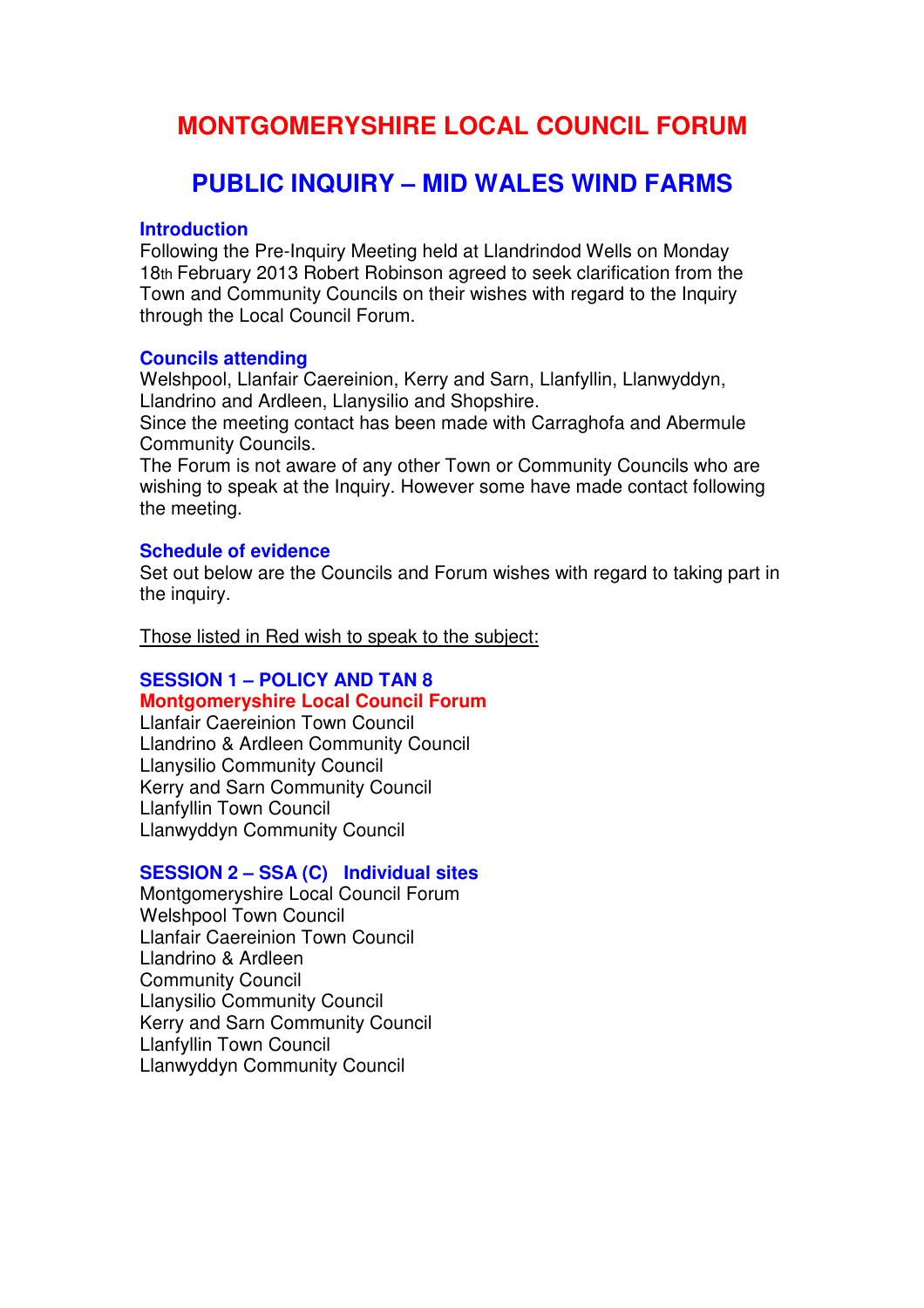# MONTGOMERYSHIRE LOCAL COUNCIL FORUM

## PUBLIC INQUIRY – MID WALES WIND FARMS

### Introduction

Following the Pre-Inquiry Meeting held at Llandrindod Wells on Monday 18th February 2013 Robert Robinson agreed to seek clarification from the Town and Community Councils on their wishes with regard to the Inquiry through the Local Council Forum.

### Councils attending

Welshpool, Llanfair Caereinion, Kerry and Sarn, Llanfyllin, Llanwyddyn, Llandrino and Ardleen, Llanysilio and Shopshire.
Since the meeting contact has been made with Carraghofa and Abermule Community Councils.
The Forum is not aware of any other Town or Community Councils who are wishing to speak at the Inquiry. However some have made contact following the meeting.

### Schedule of evidence

Set out below are the Councils and Forum wishes with regard to taking part in the inquiry.

Those listed in Red wish to speak to the subject:

### SESSION 1 – POLICY AND TAN 8

**Montgomeryshire Local Council Forum**
Llanfair Caereinion Town Council
Llandrino & Ardleen Community Council
Llanysilio Community Council
Kerry and Sarn Community Council
Llanfyllin Town Council
Llanwyddyn Community Council

### SESSION 2 – SSA (C) Individual sites

Montgomeryshire Local Council Forum
Welshpool Town Council
Llanfair Caereinion Town Council
Llandrino & Ardleen
Community Council
Llanysilio Community Council
Kerry and Sarn Community Council
Llanfyllin Town Council
Llanwyddyn Community Council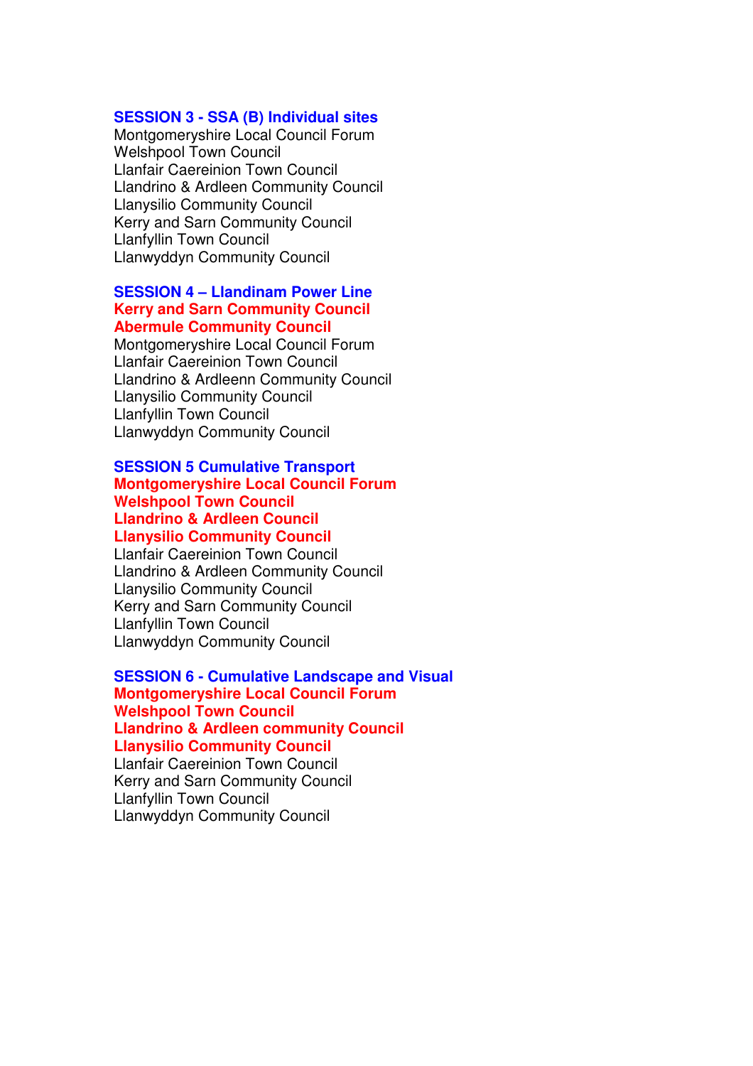**SESSION 3 - SSA (B) Individual sites**

Montgomeryshire Local Council Forum
Welshpool Town Council
Llanfair Caereinion Town Council
Llandrino & Ardleen Community Council
Llanysilio Community Council
Kerry and Sarn Community Council
Llanfyllin Town Council
Llanwyddyn Community Council

**SESSION 4 – Llandinam Power Line**

**Kerry and Sarn Community Council**
**Abermule Community Council**
Montgomeryshire Local Council Forum
Llanfair Caereinion Town Council
Llandrino & Ardleenn Community Council
Llanysilio Community Council
Llanfyllin Town Council
Llanwyddyn Community Council

**SESSION 5 Cumulative Transport**

**Montgomeryshire Local Council Forum**
**Welshpool Town Council**
**Llandrino & Ardleen Council**
**Llanysilio Community Council**
Llanfair Caereinion Town Council
Llandrino & Ardleen Community Council
Llanysilio Community Council
Kerry and Sarn Community Council
Llanfyllin Town Council
Llanwyddyn Community Council

**SESSION 6 - Cumulative Landscape and Visual**

**Montgomeryshire Local Council Forum**
**Welshpool Town Council**
**Llandrino & Ardleen community Council**
**Llanysilio Community Council**
Llanfair Caereinion Town Council
Kerry and Sarn Community Council
Llanfyllin Town Council
Llanwyddyn Community Council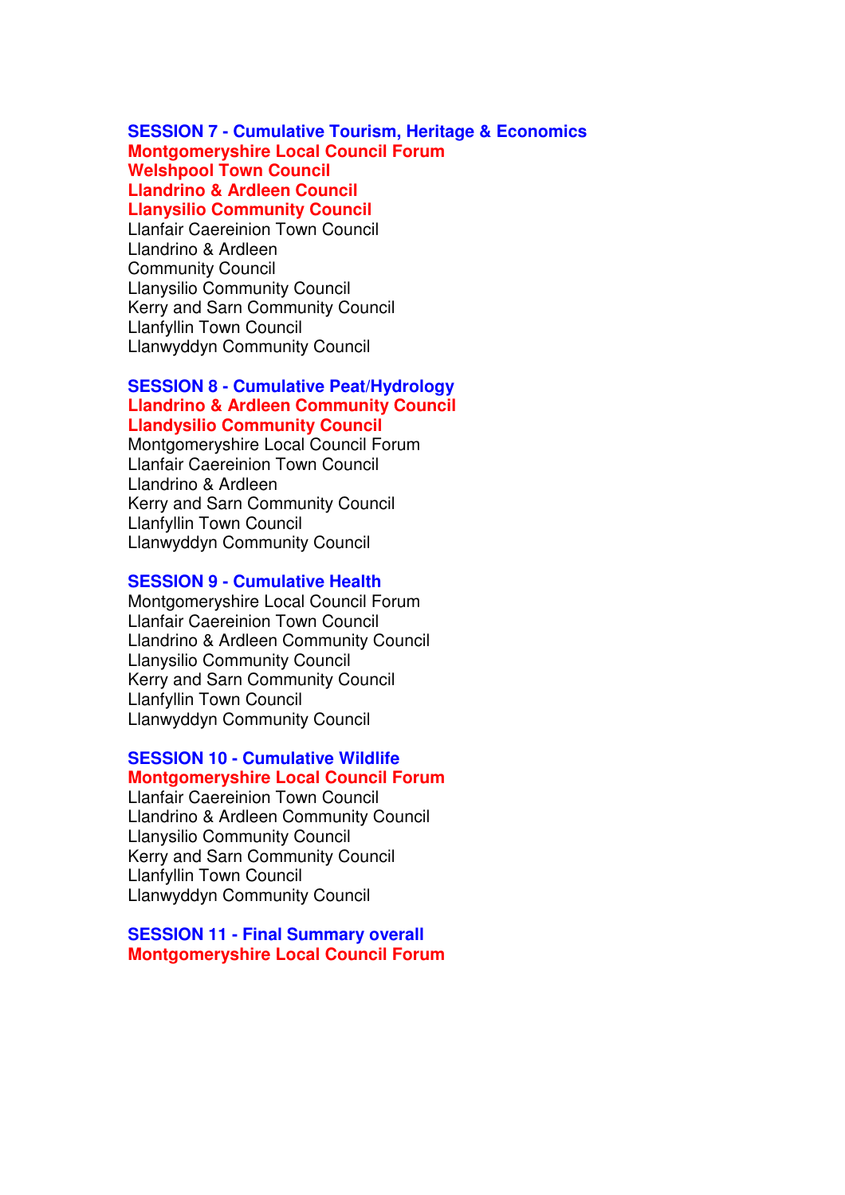**SESSION 7 - Cumulative Tourism, Heritage & Economics**
**Montgomeryshire Local Council Forum**
**Welshpool Town Council**
**Llandrino & Ardleen Council**
**Llanysilio Community Council**
Llanfair Caereinion Town Council
Llandrino & Ardleen
Community Council
Llanysilio Community Council
Kerry and Sarn Community Council
Llanfyllin Town Council
Llanwyddyn Community Council

**SESSION 8 - Cumulative Peat/Hydrology**
**Llandrino & Ardleen Community Council**
**Llandysilio Community Council**
Montgomeryshire Local Council Forum
Llanfair Caereinion Town Council
Llandrino & Ardleen
Kerry and Sarn Community Council
Llanfyllin Town Council
Llanwyddyn Community Council

**SESSION 9 - Cumulative Health**
Montgomeryshire Local Council Forum
Llanfair Caereinion Town Council
Llandrino & Ardleen Community Council
Llanysilio Community Council
Kerry and Sarn Community Council
Llanfyllin Town Council
Llanwyddyn Community Council

**SESSION 10 - Cumulative Wildlife**
**Montgomeryshire Local Council Forum**
Llanfair Caereinion Town Council
Llandrino & Ardleen Community Council
Llanysilio Community Council
Kerry and Sarn Community Council
Llanfyllin Town Council
Llanwyddyn Community Council

**SESSION 11 - Final Summary overall**
**Montgomeryshire Local Council Forum**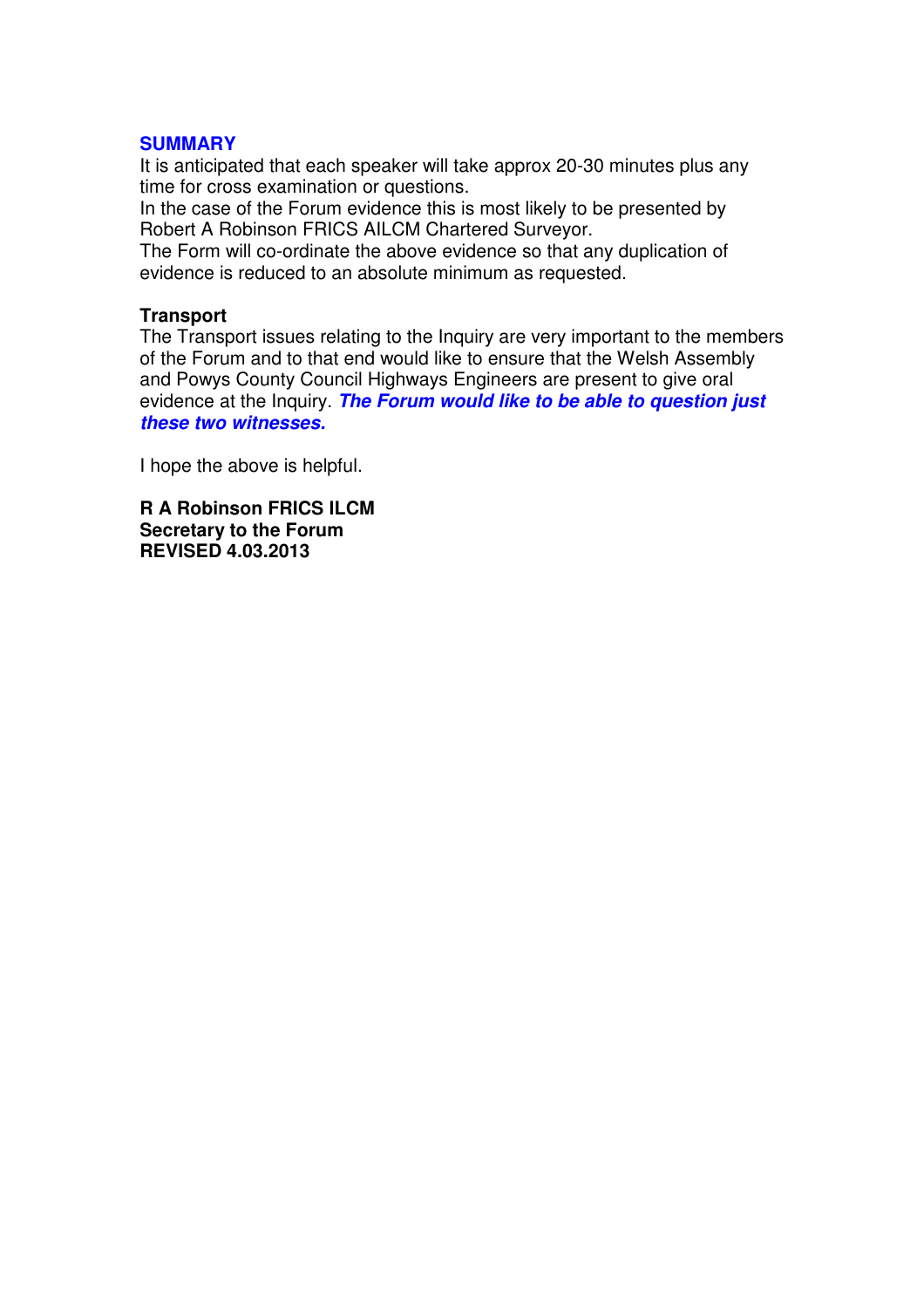**SUMMARY**

It is anticipated that each speaker will take approx 20-30 minutes plus any time for cross examination or questions.

In the case of the Forum evidence this is most likely to be presented by Robert A Robinson FRICS AILCM Chartered Surveyor.

The Form will co-ordinate the above evidence so that any duplication of evidence is reduced to an absolute minimum as requested.

**Transport**

The Transport issues relating to the Inquiry are very important to the members of the Forum and to that end would like to ensure that the Welsh Assembly and Powys County Council Highways Engineers are present to give oral evidence at the Inquiry. ***The Forum would like to be able to question just these two witnesses.***

I hope the above is helpful.

**R A Robinson FRICS ILCM**
**Secretary to the Forum**
**REVISED 4.03.2013**